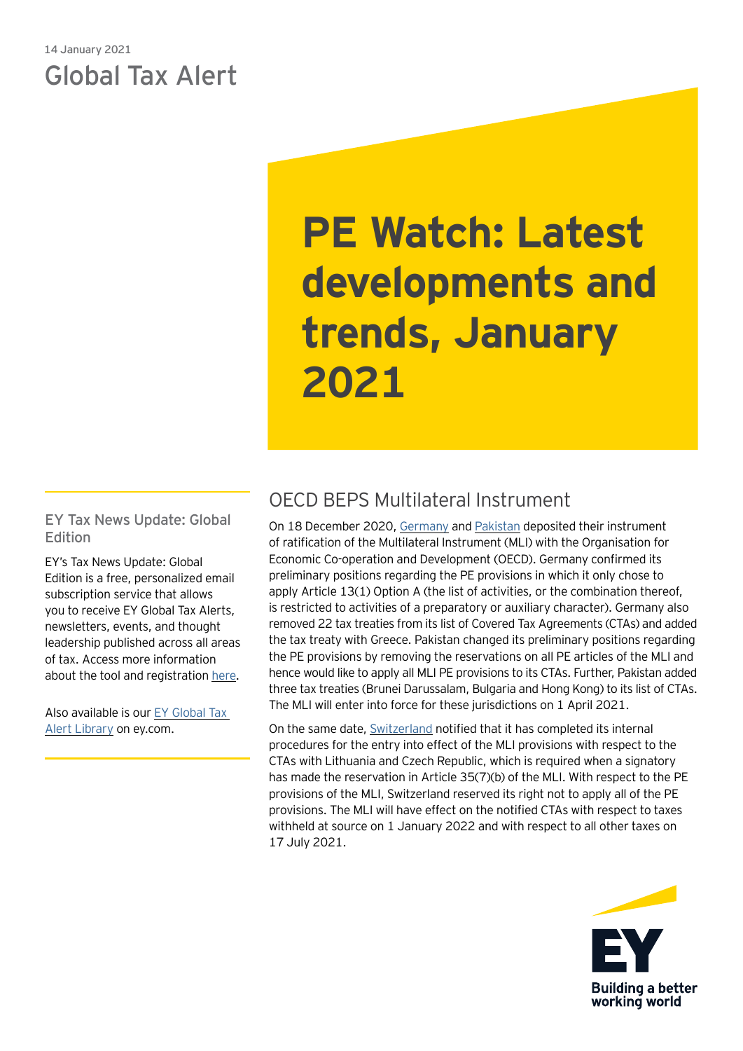14 January 2021

Global Tax Alert

# PE Watch: Latest developments and trends, January 2021

## OECD BEPS Multilateral Instrument

On 18 December 2020, Germany and Pakistan deposited their instrument of ratification of the Multilateral Instrument (MLI) with the Organisation for Economic Co-operation and Development (OECD). Germany confirmed its preliminary positions regarding the PE provisions in which it only chose to apply Article 13(1) Option A (the list of activities, or the combination thereof, is restricted to activities of a preparatory or auxiliary character). Germany also removed 22 tax treaties from its list of Covered Tax Agreements (CTAs) and added the tax treaty with Greece. Pakistan changed its preliminary positions regarding the PE provisions by removing the reservations on all PE articles of the MLI and hence would like to apply all MLI PE provisions to its CTAs. Further, Pakistan added three tax treaties (Brunei Darussalam, Bulgaria and Hong Kong) to its list of CTAs. The MLI will enter into force for these jurisdictions on 1 April 2021.

On the same date, Switzerland notified that it has completed its internal procedures for the entry into effect of the MLI provisions with respect to the CTAs with Lithuania and Czech Republic, which is required when a signatory has made the reservation in Article 35(7)(b) of the MLI. With respect to the PE provisions of the MLI, Switzerland reserved its right not to apply all of the PE provisions. The MLI will have effect on the notified CTAs with respect to taxes withheld at source on 1 January 2022 and with respect to all other taxes on 17 July 2021.

### EY Tax News Update: Global Edition

EY's Tax News Update: Global Edition is a free, personalized email subscription service that allows you to receive EY Global Tax Alerts, newsletters, events, and thought leadership published across all areas of tax. Access more information about the tool and registration here.

Also available is our EY Global Tax Alert Library on ey.com.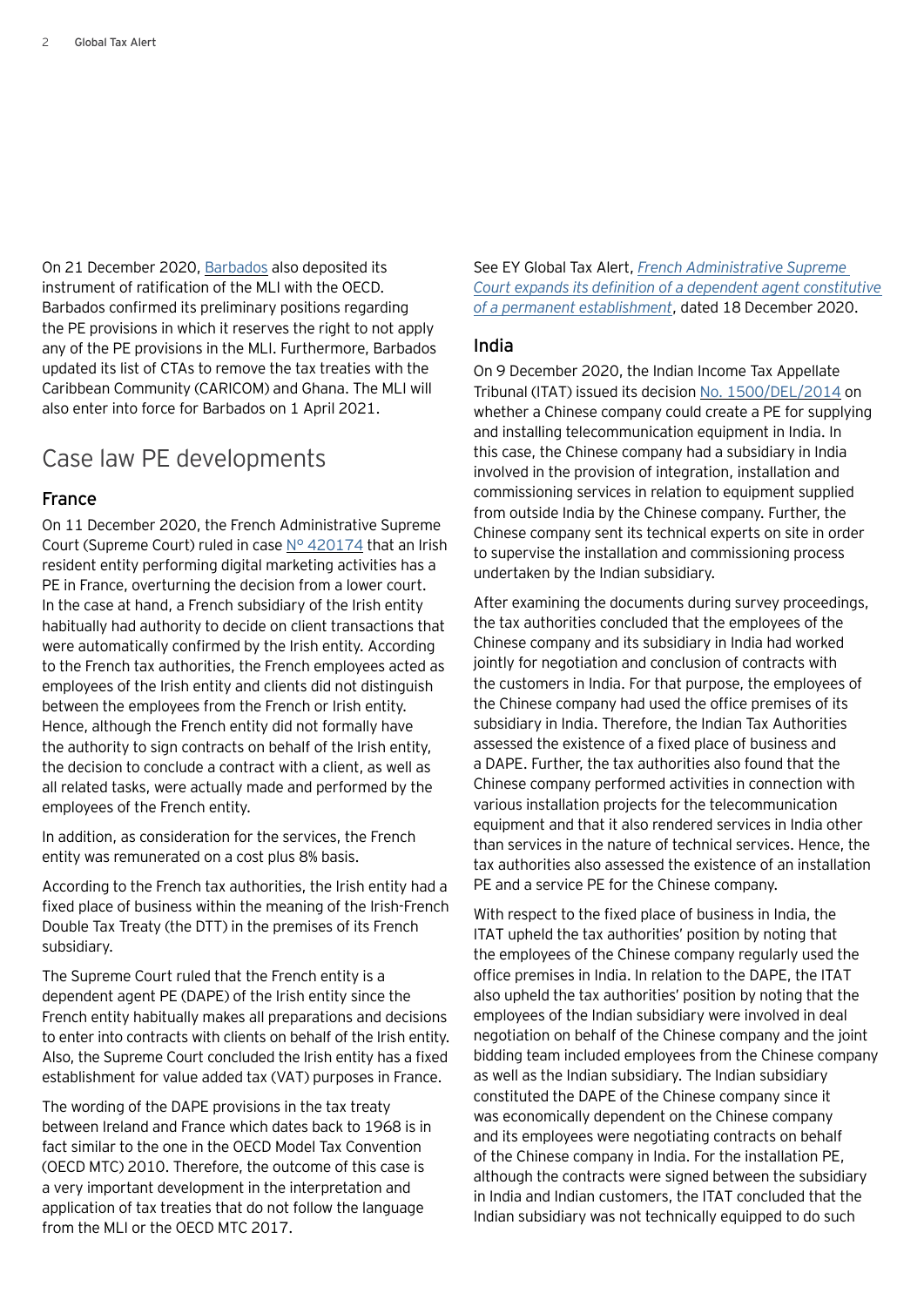On 21 December 2020, Barbados also deposited its instrument of ratification of the MLI with the OECD. Barbados confirmed its preliminary positions regarding the PE provisions in which it reserves the right to not apply any of the PE provisions in the MLI. Furthermore, Barbados updated its list of CTAs to remove the tax treaties with the Caribbean Community (CARICOM) and Ghana. The MLI will also enter into force for Barbados on 1 April 2021.

## Case law PE developments

### France

On 11 December 2020, the French Administrative Supreme Court (Supreme Court) ruled in case N° 420174 that an Irish resident entity performing digital marketing activities has a PE in France, overturning the decision from a lower court. In the case at hand, a French subsidiary of the Irish entity habitually had authority to decide on client transactions that were automatically confirmed by the Irish entity. According to the French tax authorities, the French employees acted as employees of the Irish entity and clients did not distinguish between the employees from the French or Irish entity. Hence, although the French entity did not formally have the authority to sign contracts on behalf of the Irish entity, the decision to conclude a contract with a client, as well as all related tasks, were actually made and performed by the employees of the French entity.

In addition, as consideration for the services, the French entity was remunerated on a cost plus 8% basis.

According to the French tax authorities, the Irish entity had a fixed place of business within the meaning of the Irish-French Double Tax Treaty (the DTT) in the premises of its French subsidiary.

The Supreme Court ruled that the French entity is a dependent agent PE (DAPE) of the Irish entity since the French entity habitually makes all preparations and decisions to enter into contracts with clients on behalf of the Irish entity. Also, the Supreme Court concluded the Irish entity has a fixed establishment for value added tax (VAT) purposes in France.

The wording of the DAPE provisions in the tax treaty between Ireland and France which dates back to 1968 is in fact similar to the one in the OECD Model Tax Convention (OECD MTC) 2010. Therefore, the outcome of this case is a very important development in the interpretation and application of tax treaties that do not follow the language from the MLI or the OECD MTC 2017.

See EY Global Tax Alert, *French Administrative Supreme Court expands its definition of a dependent agent constitutive of a permanent establishment*, dated 18 December 2020.

### India

On 9 December 2020, the Indian Income Tax Appellate Tribunal (ITAT) issued its decision No. 1500/DEL/2014 on whether a Chinese company could create a PE for supplying and installing telecommunication equipment in India. In this case, the Chinese company had a subsidiary in India involved in the provision of integration, installation and commissioning services in relation to equipment supplied from outside India by the Chinese company. Further, the Chinese company sent its technical experts on site in order to supervise the installation and commissioning process undertaken by the Indian subsidiary.

After examining the documents during survey proceedings, the tax authorities concluded that the employees of the Chinese company and its subsidiary in India had worked jointly for negotiation and conclusion of contracts with the customers in India. For that purpose, the employees of the Chinese company had used the office premises of its subsidiary in India. Therefore, the Indian Tax Authorities assessed the existence of a fixed place of business and a DAPE. Further, the tax authorities also found that the Chinese company performed activities in connection with various installation projects for the telecommunication equipment and that it also rendered services in India other than services in the nature of technical services. Hence, the tax authorities also assessed the existence of an installation PE and a service PE for the Chinese company.

With respect to the fixed place of business in India, the ITAT upheld the tax authorities' position by noting that the employees of the Chinese company regularly used the office premises in India. In relation to the DAPE, the ITAT also upheld the tax authorities' position by noting that the employees of the Indian subsidiary were involved in deal negotiation on behalf of the Chinese company and the joint bidding team included employees from the Chinese company as well as the Indian subsidiary. The Indian subsidiary constituted the DAPE of the Chinese company since it was economically dependent on the Chinese company and its employees were negotiating contracts on behalf of the Chinese company in India. For the installation PE, although the contracts were signed between the subsidiary in India and Indian customers, the ITAT concluded that the Indian subsidiary was not technically equipped to do such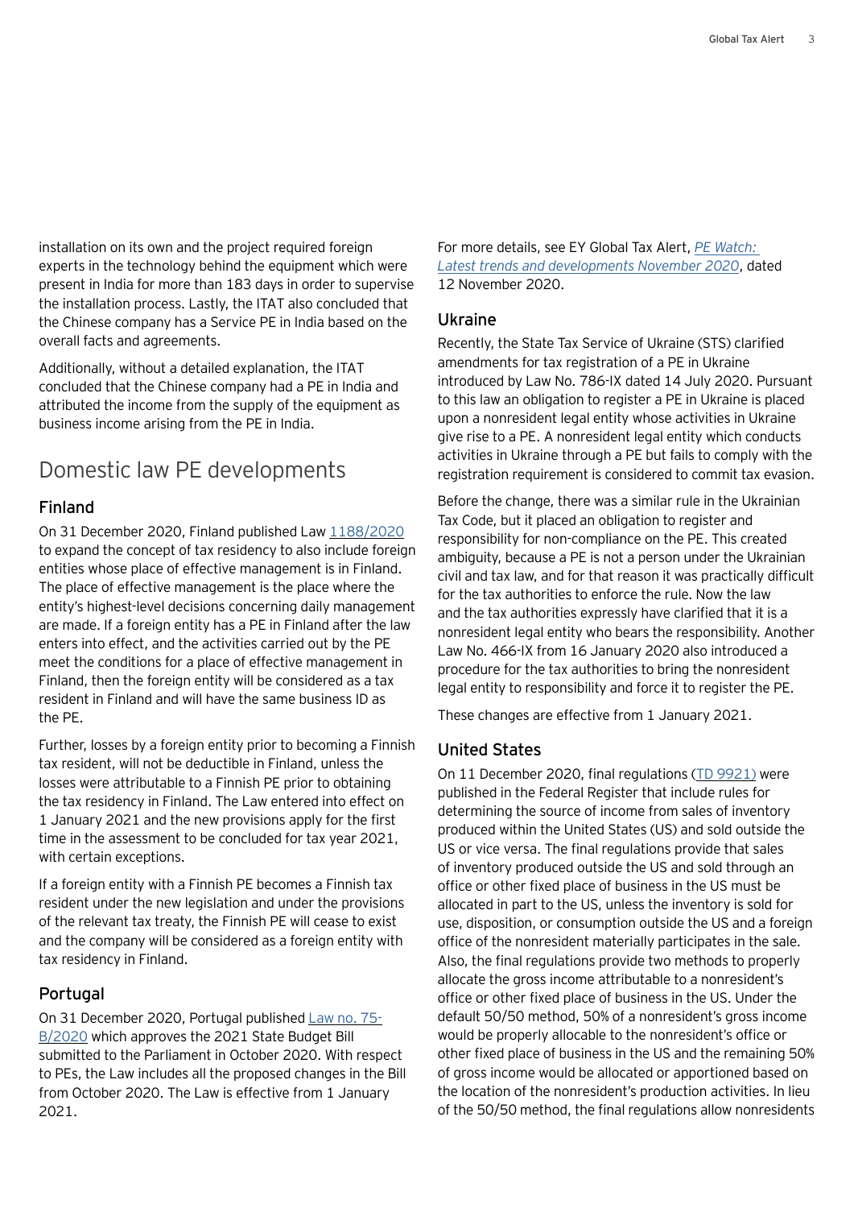installation on its own and the project required foreign experts in the technology behind the equipment which were present in India for more than 183 days in order to supervise the installation process. Lastly, the ITAT also concluded that the Chinese company has a Service PE in India based on the overall facts and agreements.

Additionally, without a detailed explanation, the ITAT concluded that the Chinese company had a PE in India and attributed the income from the supply of the equipment as business income arising from the PE in India.

## Domestic law PE developments

### Finland

On 31 December 2020, Finland published Law 1188/2020 to expand the concept of tax residency to also include foreign entities whose place of effective management is in Finland. The place of effective management is the place where the entity's highest-level decisions concerning daily management are made. If a foreign entity has a PE in Finland after the law enters into effect, and the activities carried out by the PE meet the conditions for a place of effective management in Finland, then the foreign entity will be considered as a tax resident in Finland and will have the same business ID as the PE.

Further, losses by a foreign entity prior to becoming a Finnish tax resident, will not be deductible in Finland, unless the losses were attributable to a Finnish PE prior to obtaining the tax residency in Finland. The Law entered into effect on 1 January 2021 and the new provisions apply for the first time in the assessment to be concluded for tax year 2021, with certain exceptions.

If a foreign entity with a Finnish PE becomes a Finnish tax resident under the new legislation and under the provisions of the relevant tax treaty, the Finnish PE will cease to exist and the company will be considered as a foreign entity with tax residency in Finland.

### Portugal

On 31 December 2020, Portugal published Law no. 75-B/2020 which approves the 2021 State Budget Bill submitted to the Parliament in October 2020. With respect to PEs, the Law includes all the proposed changes in the Bill from October 2020. The Law is effective from 1 January 2021.

For more details, see EY Global Tax Alert, *PE Watch: Latest trends and developments November 2020*, dated 12 November 2020.

### Ukraine

Recently, the State Tax Service of Ukraine (STS) clarified amendments for tax registration of a PE in Ukraine introduced by Law No. 786-IX dated 14 July 2020. Pursuant to this law an obligation to register a PE in Ukraine is placed upon a nonresident legal entity whose activities in Ukraine give rise to a PE. A nonresident legal entity which conducts activities in Ukraine through a PE but fails to comply with the registration requirement is considered to commit tax evasion.

Before the change, there was a similar rule in the Ukrainian Tax Code, but it placed an obligation to register and responsibility for non-compliance on the PE. This created ambiguity, because a PE is not a person under the Ukrainian civil and tax law, and for that reason it was practically difficult for the tax authorities to enforce the rule. Now the law and the tax authorities expressly have clarified that it is a nonresident legal entity who bears the responsibility. Another Law No. 466-IX from 16 January 2020 also introduced a procedure for the tax authorities to bring the nonresident legal entity to responsibility and force it to register the PE.

These changes are effective from 1 January 2021.

### United States

On 11 December 2020, final regulations (TD 9921) were published in the Federal Register that include rules for determining the source of income from sales of inventory produced within the United States (US) and sold outside the US or vice versa. The final regulations provide that sales of inventory produced outside the US and sold through an office or other fixed place of business in the US must be allocated in part to the US, unless the inventory is sold for use, disposition, or consumption outside the US and a foreign office of the nonresident materially participates in the sale. Also, the final regulations provide two methods to properly allocate the gross income attributable to a nonresident's office or other fixed place of business in the US. Under the default 50/50 method, 50% of a nonresident's gross income would be properly allocable to the nonresident's office or other fixed place of business in the US and the remaining 50% of gross income would be allocated or apportioned based on the location of the nonresident's production activities. In lieu of the 50/50 method, the final regulations allow nonresidents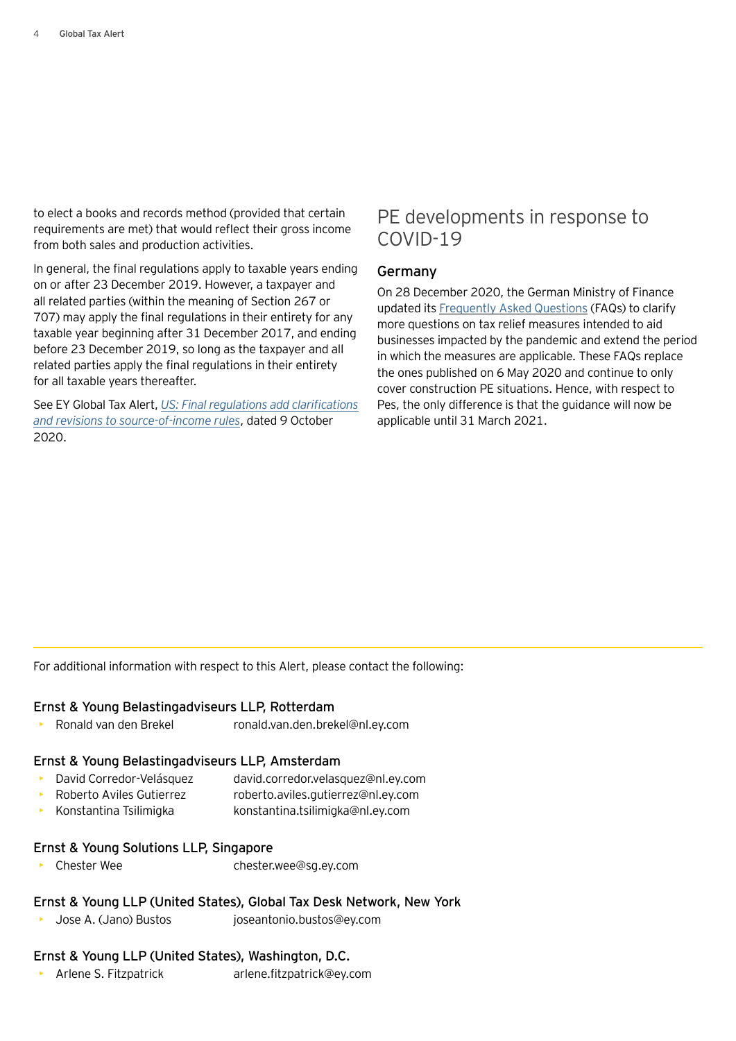to elect a books and records method (provided that certain requirements are met) that would reflect their gross income from both sales and production activities.

In general, the final regulations apply to taxable years ending on or after 23 December 2019. However, a taxpayer and all related parties (within the meaning of Section 267 or 707) may apply the final regulations in their entirety for any taxable year beginning after 31 December 2017, and ending before 23 December 2019, so long as the taxpayer and all related parties apply the final regulations in their entirety for all taxable years thereafter.

See EY Global Tax Alert, *US: Final regulations add clarifications and revisions to source-of-income rules*, dated 9 October 2020.

## PE developments in response to COVID-19

### Germany

On 28 December 2020, the German Ministry of Finance updated its Frequently Asked Questions (FAQs) to clarify more questions on tax relief measures intended to aid businesses impacted by the pandemic and extend the period in which the measures are applicable. These FAQs replace the ones published on 6 May 2020 and continue to only cover construction PE situations. Hence, with respect to Pes, the only difference is that the guidance will now be applicable until 31 March 2021.

---

For additional information with respect to this Alert, please contact the following:

**Ernst & Young Belastingadviseurs LLP, Rotterdam**

- Ronald van den Brekel    ronald.van.den.brekel@nl.ey.com

**Ernst & Young Belastingadviseurs LLP, Amsterdam**

- David Corredor-Velásquez    david.corredor.velasquez@nl.ey.com
- Roberto Aviles Gutierrez    roberto.aviles.gutierrez@nl.ey.com
- Konstantina Tsilimigka    konstantina.tsilimigka@nl.ey.com

**Ernst & Young Solutions LLP, Singapore**

- Chester Wee    chester.wee@sg.ey.com

**Ernst & Young LLP (United States), Global Tax Desk Network, New York**

- Jose A. (Jano) Bustos    joseantonio.bustos@ey.com

**Ernst & Young LLP (United States), Washington, D.C.**

- Arlene S. Fitzpatrick    arlene.fitzpatrick@ey.com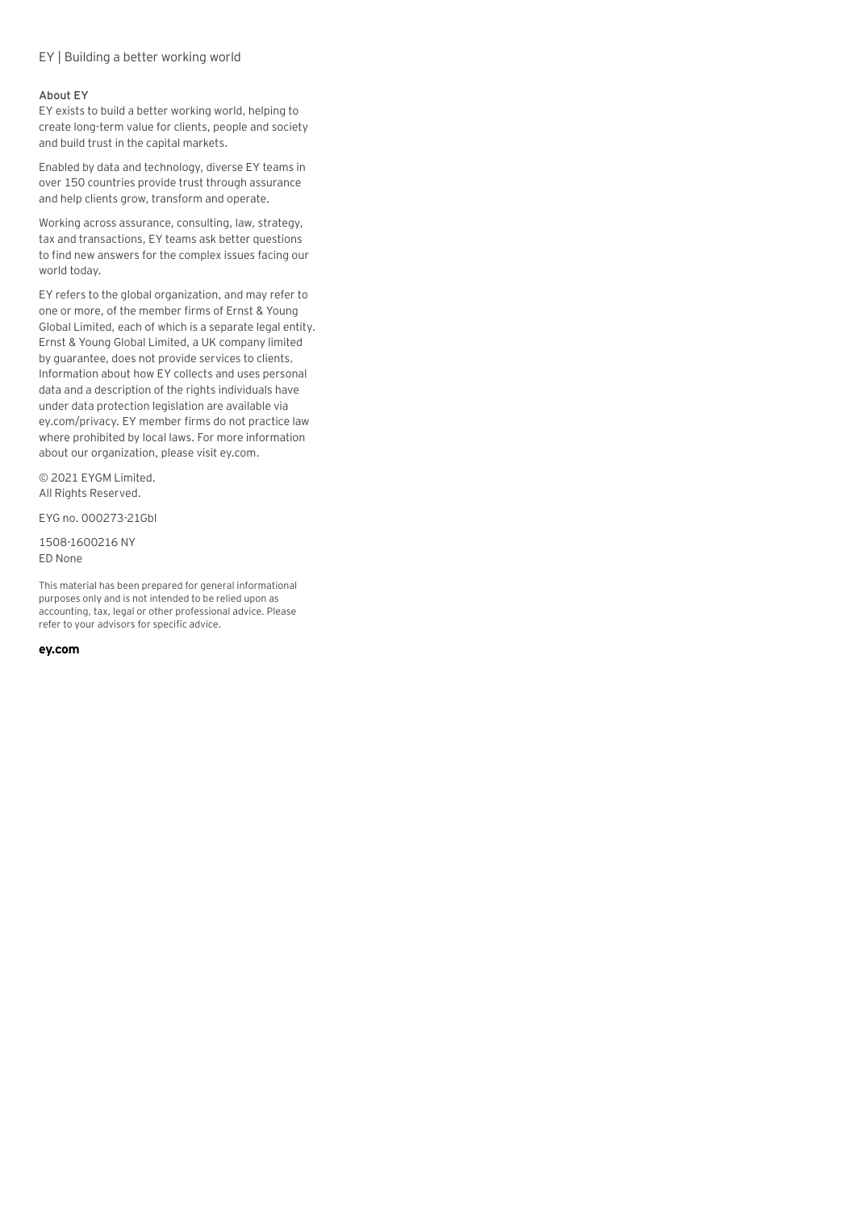EY | Building a better working world

## About EY

EY exists to build a better working world, helping to create long-term value for clients, people and society and build trust in the capital markets.

Enabled by data and technology, diverse EY teams in over 150 countries provide trust through assurance and help clients grow, transform and operate.

Working across assurance, consulting, law, strategy, tax and transactions, EY teams ask better questions to find new answers for the complex issues facing our world today.

EY refers to the global organization, and may refer to one or more, of the member firms of Ernst & Young Global Limited, each of which is a separate legal entity. Ernst & Young Global Limited, a UK company limited by guarantee, does not provide services to clients. Information about how EY collects and uses personal data and a description of the rights individuals have under data protection legislation are available via ey.com/privacy. EY member firms do not practice law where prohibited by local laws. For more information about our organization, please visit ey.com.

© 2021 EYGM Limited.
All Rights Reserved.

EYG no. 000273-21Gbl

1508-1600216 NY
ED None

This material has been prepared for general informational purposes only and is not intended to be relied upon as accounting, tax, legal or other professional advice. Please refer to your advisors for specific advice.

**ey.com**